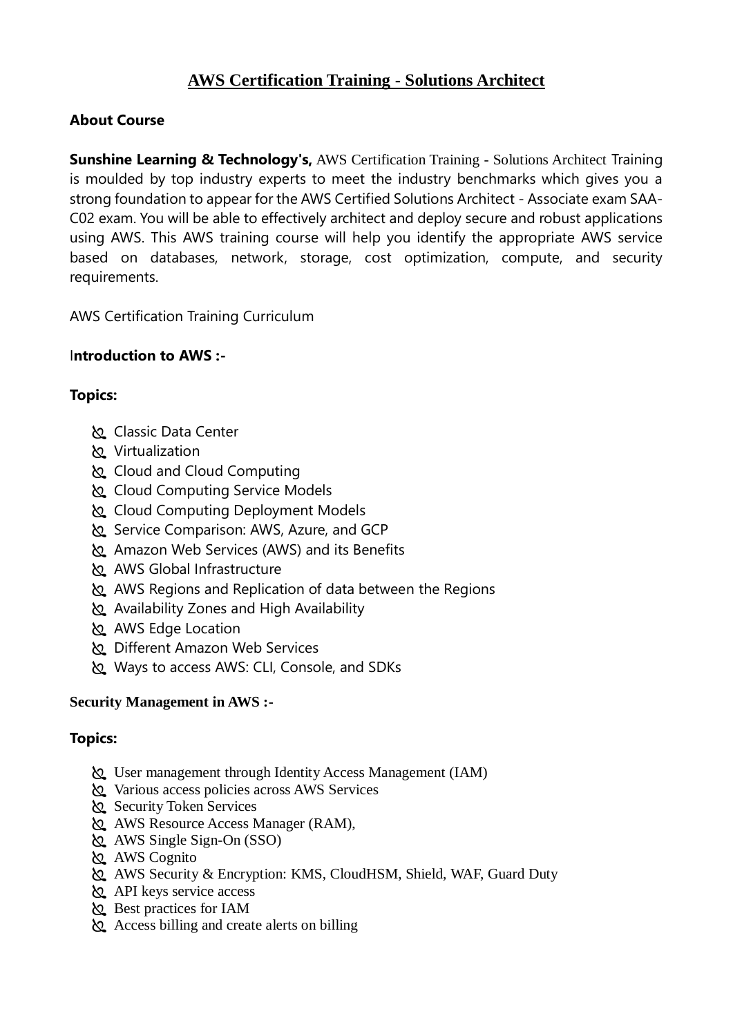# AWS Certification Training - Solutions Architect

**About Course**

**Sunshine Learning & Technology's,** AWS Certification Training - Solutions Architect Training is moulded by top industry experts to meet the industry benchmarks which gives you a strong foundation to appear for the AWS Certified Solutions Architect - Associate exam SAA-C02 exam. You will be able to effectively architect and deploy secure and robust applications using AWS. This AWS training course will help you identify the appropriate AWS service based on databases, network, storage, cost optimization, compute, and security requirements.

AWS Certification Training Curriculum

**Introduction to AWS :-**

**Topics:**

- Classic Data Center
- Virtualization
- Cloud and Cloud Computing
- Cloud Computing Service Models
- Cloud Computing Deployment Models
- Service Comparison: AWS, Azure, and GCP
- Amazon Web Services (AWS) and its Benefits
- AWS Global Infrastructure
- AWS Regions and Replication of data between the Regions
- Availability Zones and High Availability
- AWS Edge Location
- Different Amazon Web Services
- Ways to access AWS: CLI, Console, and SDKs

**Security Management in AWS :-**

**Topics:**

- User management through Identity Access Management (IAM)
- Various access policies across AWS Services
- Security Token Services
- AWS Resource Access Manager (RAM),
- AWS Single Sign-On (SSO)
- AWS Cognito
- AWS Security & Encryption: KMS, CloudHSM, Shield, WAF, Guard Duty
- API keys service access
- Best practices for IAM
- Access billing and create alerts on billing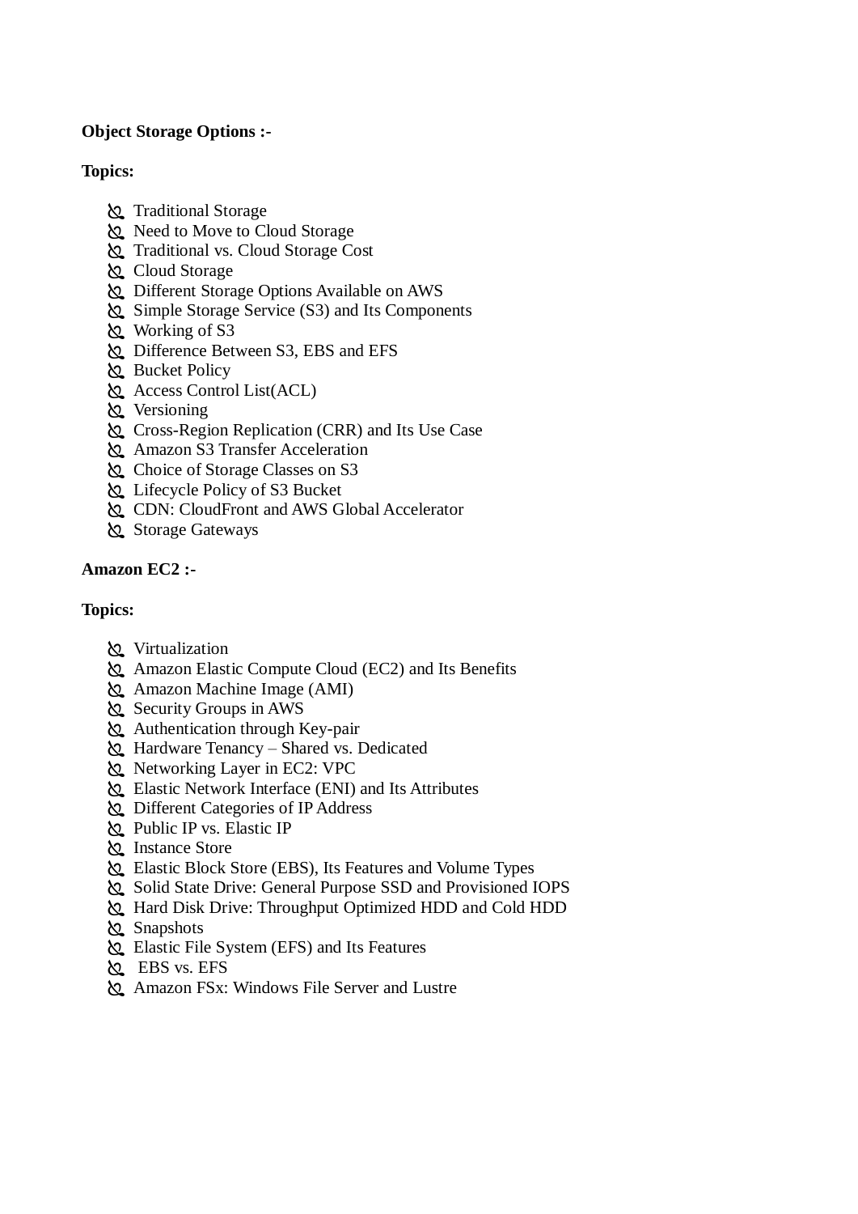**Object Storage Options :-**

**Topics:**

- Traditional Storage
- Need to Move to Cloud Storage
- Traditional vs. Cloud Storage Cost
- Cloud Storage
- Different Storage Options Available on AWS
- Simple Storage Service (S3) and Its Components
- Working of S3
- Difference Between S3, EBS and EFS
- Bucket Policy
- Access Control List(ACL)
- Versioning
- Cross-Region Replication (CRR) and Its Use Case
- Amazon S3 Transfer Acceleration
- Choice of Storage Classes on S3
- Lifecycle Policy of S3 Bucket
- CDN: CloudFront and AWS Global Accelerator
- Storage Gateways

**Amazon EC2 :-**

**Topics:**

- Virtualization
- Amazon Elastic Compute Cloud (EC2) and Its Benefits
- Amazon Machine Image (AMI)
- Security Groups in AWS
- Authentication through Key-pair
- Hardware Tenancy – Shared vs. Dedicated
- Networking Layer in EC2: VPC
- Elastic Network Interface (ENI) and Its Attributes
- Different Categories of IP Address
- Public IP vs. Elastic IP
- Instance Store
- Elastic Block Store (EBS), Its Features and Volume Types
- Solid State Drive: General Purpose SSD and Provisioned IOPS
- Hard Disk Drive: Throughput Optimized HDD and Cold HDD
- Snapshots
- Elastic File System (EFS) and Its Features
- EBS vs. EFS
- Amazon FSx: Windows File Server and Lustre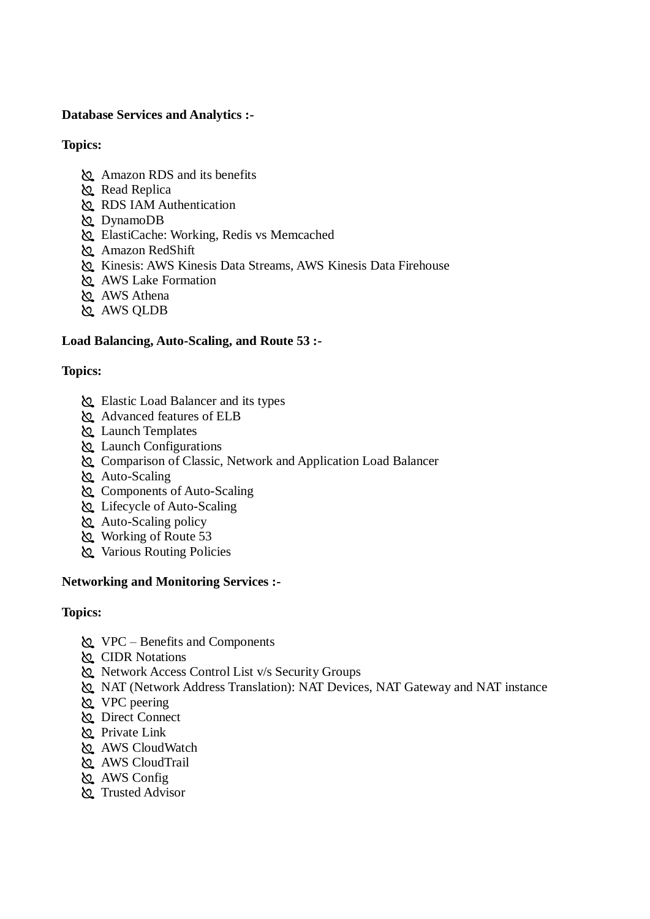**Database Services and Analytics :-**

**Topics:**

- Amazon RDS and its benefits
- Read Replica
- RDS IAM Authentication
- DynamoDB
- ElastiCache: Working, Redis vs Memcached
- Amazon RedShift
- Kinesis: AWS Kinesis Data Streams, AWS Kinesis Data Firehouse
- AWS Lake Formation
- AWS Athena
- AWS QLDB

**Load Balancing, Auto-Scaling, and Route 53 :-**

**Topics:**

- Elastic Load Balancer and its types
- Advanced features of ELB
- Launch Templates
- Launch Configurations
- Comparison of Classic, Network and Application Load Balancer
- Auto-Scaling
- Components of Auto-Scaling
- Lifecycle of Auto-Scaling
- Auto-Scaling policy
- Working of Route 53
- Various Routing Policies

**Networking and Monitoring Services :-**

**Topics:**

- VPC – Benefits and Components
- CIDR Notations
- Network Access Control List v/s Security Groups
- NAT (Network Address Translation): NAT Devices, NAT Gateway and NAT instance
- VPC peering
- Direct Connect
- Private Link
- AWS CloudWatch
- AWS CloudTrail
- AWS Config
- Trusted Advisor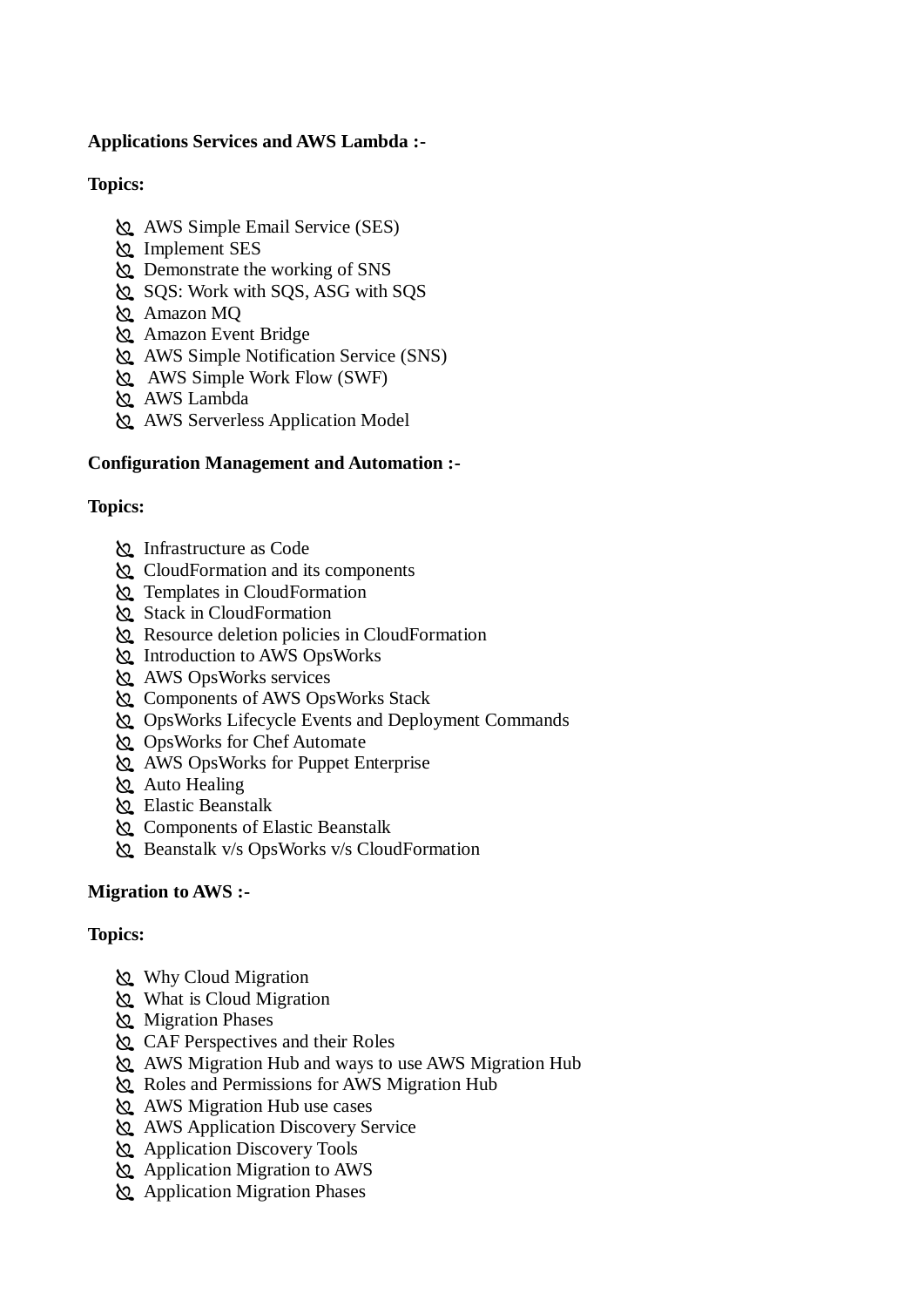**Applications Services and AWS Lambda :-**

**Topics:**

- AWS Simple Email Service (SES)
- Implement SES
- Demonstrate the working of SNS
- SQS: Work with SQS, ASG with SQS
- Amazon MQ
- Amazon Event Bridge
- AWS Simple Notification Service (SNS)
- AWS Simple Work Flow (SWF)
- AWS Lambda
- AWS Serverless Application Model

**Configuration Management and Automation :-**

**Topics:**

- Infrastructure as Code
- CloudFormation and its components
- Templates in CloudFormation
- Stack in CloudFormation
- Resource deletion policies in CloudFormation
- Introduction to AWS OpsWorks
- AWS OpsWorks services
- Components of AWS OpsWorks Stack
- OpsWorks Lifecycle Events and Deployment Commands
- OpsWorks for Chef Automate
- AWS OpsWorks for Puppet Enterprise
- Auto Healing
- Elastic Beanstalk
- Components of Elastic Beanstalk
- Beanstalk v/s OpsWorks v/s CloudFormation

**Migration to AWS :-**

**Topics:**

- Why Cloud Migration
- What is Cloud Migration
- Migration Phases
- CAF Perspectives and their Roles
- AWS Migration Hub and ways to use AWS Migration Hub
- Roles and Permissions for AWS Migration Hub
- AWS Migration Hub use cases
- AWS Application Discovery Service
- Application Discovery Tools
- Application Migration to AWS
- Application Migration Phases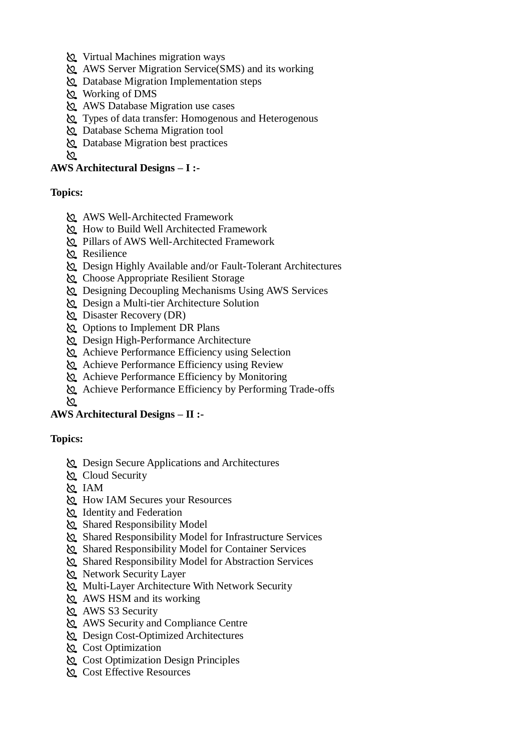- Virtual Machines migration ways
- AWS Server Migration Service(SMS) and its working
- Database Migration Implementation steps
- Working of DMS
- AWS Database Migration use cases
- Types of data transfer: Homogenous and Heterogenous
- Database Schema Migration tool
- Database Migration best practices

**AWS Architectural Designs – I :-**

**Topics:**

- AWS Well-Architected Framework
- How to Build Well Architected Framework
- Pillars of AWS Well-Architected Framework
- Resilience
- Design Highly Available and/or Fault-Tolerant Architectures
- Choose Appropriate Resilient Storage
- Designing Decoupling Mechanisms Using AWS Services
- Design a Multi-tier Architecture Solution
- Disaster Recovery (DR)
- Options to Implement DR Plans
- Design High-Performance Architecture
- Achieve Performance Efficiency using Selection
- Achieve Performance Efficiency using Review
- Achieve Performance Efficiency by Monitoring
- Achieve Performance Efficiency by Performing Trade-offs

**AWS Architectural Designs – II :-**

**Topics:**

- Design Secure Applications and Architectures
- Cloud Security
- IAM
- How IAM Secures your Resources
- Identity and Federation
- Shared Responsibility Model
- Shared Responsibility Model for Infrastructure Services
- Shared Responsibility Model for Container Services
- Shared Responsibility Model for Abstraction Services
- Network Security Layer
- Multi-Layer Architecture With Network Security
- AWS HSM and its working
- AWS S3 Security
- AWS Security and Compliance Centre
- Design Cost-Optimized Architectures
- Cost Optimization
- Cost Optimization Design Principles
- Cost Effective Resources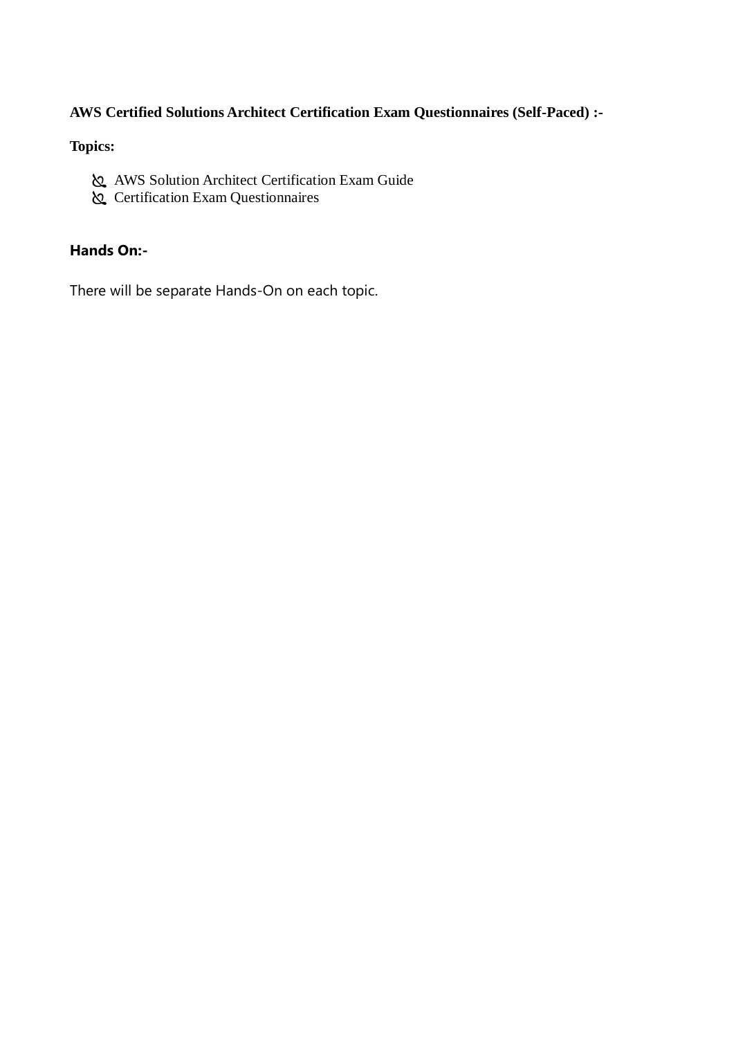**AWS Certified Solutions Architect Certification Exam Questionnaires (Self-Paced) :-**

**Topics:**

- AWS Solution Architect Certification Exam Guide
- Certification Exam Questionnaires

**Hands On:-**

There will be separate Hands-On on each topic.